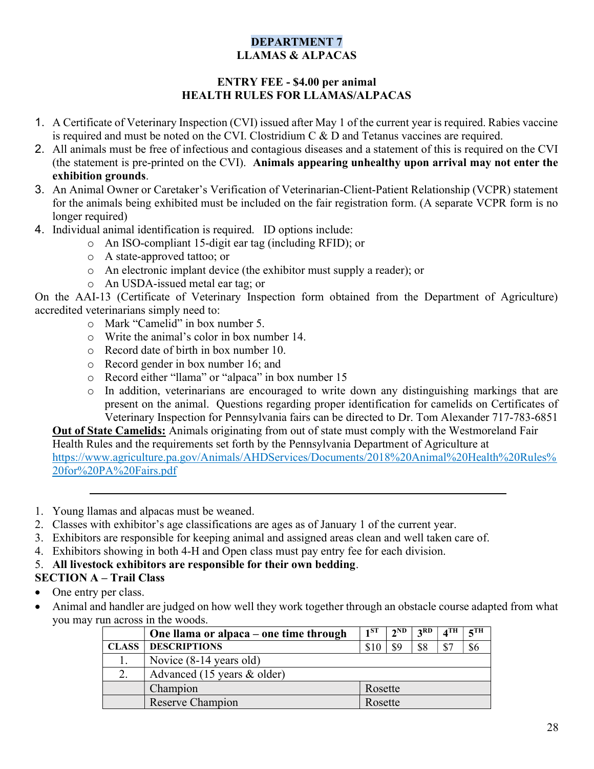# DEPARTMENT 7
## LLAMAS & ALPACAS

### ENTRY FEE - $4.00 per animal
### HEALTH RULES FOR LLAMAS/ALPACAS

1. A Certificate of Veterinary Inspection (CVI) issued after May 1 of the current year is required. Rabies vaccine is required and must be noted on the CVI. Clostridium C & D and Tetanus vaccines are required.
2. All animals must be free of infectious and contagious diseases and a statement of this is required on the CVI (the statement is pre-printed on the CVI). **Animals appearing unhealthy upon arrival may not enter the exhibition grounds**.
3. An Animal Owner or Caretaker's Verification of Veterinarian-Client-Patient Relationship (VCPR) statement for the animals being exhibited must be included on the fair registration form. (A separate VCPR form is no longer required)
4. Individual animal identification is required. ID options include:
   - An ISO-compliant 15-digit ear tag (including RFID); or
   - A state-approved tattoo; or
   - An electronic implant device (the exhibitor must supply a reader); or
   - An USDA-issued metal ear tag; or

On the AAI-13 (Certificate of Veterinary Inspection form obtained from the Department of Agriculture) accredited veterinarians simply need to:

- Mark "Camelid" in box number 5.
- Write the animal's color in box number 14.
- Record date of birth in box number 10.
- Record gender in box number 16; and
- Record either "llama" or "alpaca" in box number 15
- In addition, veterinarians are encouraged to write down any distinguishing markings that are present on the animal. Questions regarding proper identification for camelids on Certificates of Veterinary Inspection for Pennsylvania fairs can be directed to Dr. Tom Alexander 717-783-6851

**Out of State Camelids:** Animals originating from out of state must comply with the Westmoreland Fair Health Rules and the requirements set forth by the Pennsylvania Department of Agriculture at https://www.agriculture.pa.gov/Animals/AHDServices/Documents/2018%20Animal%20Health%20Rules%20for%20PA%20Fairs.pdf

---

1. Young llamas and alpacas must be weaned.
2. Classes with exhibitor's age classifications are ages as of January 1 of the current year.
3. Exhibitors are responsible for keeping animal and assigned areas clean and well taken care of.
4. Exhibitors showing in both 4-H and Open class must pay entry fee for each division.
5. **All livestock exhibitors are responsible for their own bedding**.

**SECTION A – Trail Class**

- One entry per class.
- Animal and handler are judged on how well they work together through an obstacle course adapted from what you may run across in the woods.

| | **One llama or alpaca – one time through** | 1ST | 2ND | 3RD | 4TH | 5TH |
|---|---|---|---|---|---|---|
| **CLASS** | **DESCRIPTIONS** | $10 | $9 | $8 | $7 | $6 |
| 1. | Novice (8-14 years old) | | | | | |
| 2. | Advanced (15 years & older) | | | | | |
| | Champion | Rosette | | | | |
| | Reserve Champion | Rosette | | | | |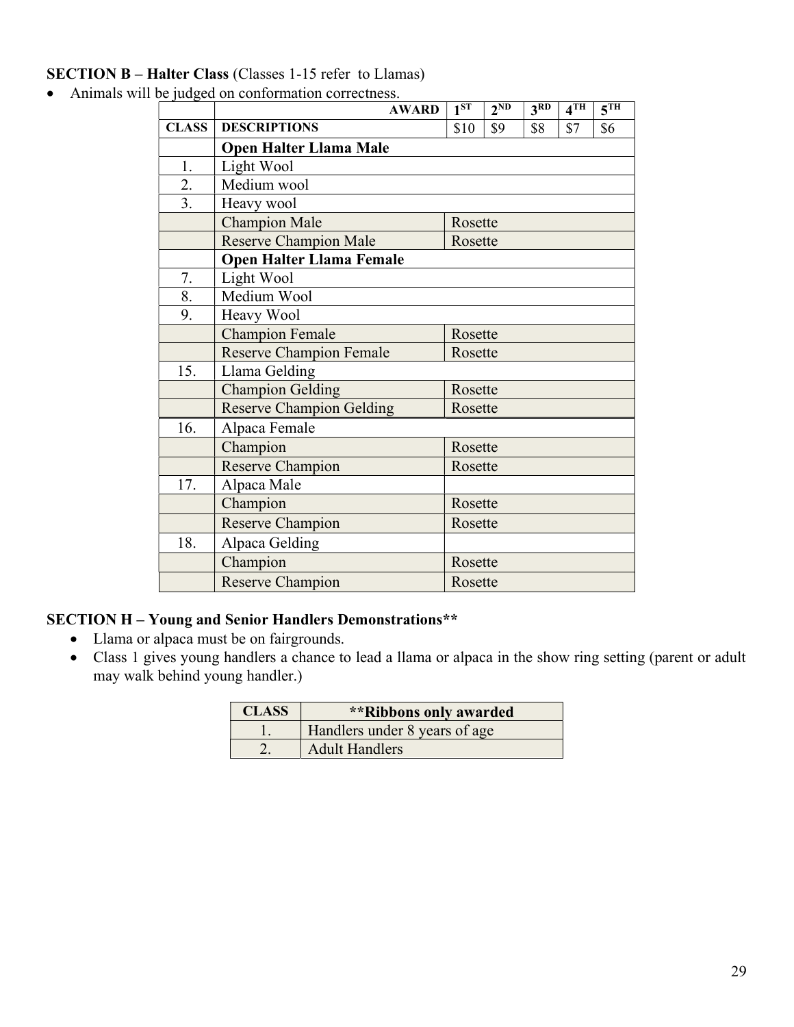**SECTION B – Halter Class** (Classes 1-15 refer to Llamas)

- Animals will be judged on conformation correctness.

| | AWARD | 1[ST] | 2[ND] | 3[RD] | 4[TH] | 5[TH] |
|---|---|---|---|---|---|---|
| **CLASS** | **DESCRIPTIONS** | $10 | $9 | $8 | $7 | $6 |
| | **Open Halter Llama Male** | | | | | |
| 1. | Light Wool | | | | | |
| 2. | Medium wool | | | | | |
| 3. | Heavy wool | | | | | |
| | Champion Male | Rosette | | | | |
| | Reserve Champion Male | Rosette | | | | |
| | **Open Halter Llama Female** | | | | | |
| 7. | Light Wool | | | | | |
| 8. | Medium Wool | | | | | |
| 9. | Heavy Wool | | | | | |
| | Champion Female | Rosette | | | | |
| | Reserve Champion Female | Rosette | | | | |
| 15. | Llama Gelding | | | | | |
| | Champion Gelding | Rosette | | | | |
| | Reserve Champion Gelding | Rosette | | | | |
| 16. | Alpaca Female | | | | | |
| | Champion | Rosette | | | | |
| | Reserve Champion | Rosette | | | | |
| 17. | Alpaca Male | | | | | |
| | Champion | Rosette | | | | |
| | Reserve Champion | Rosette | | | | |
| 18. | Alpaca Gelding | | | | | |
| | Champion | Rosette | | | | |
| | Reserve Champion | Rosette | | | | |

**SECTION H – Young and Senior Handlers Demonstrations****

- Llama or alpaca must be on fairgrounds.
- Class 1 gives young handlers a chance to lead a llama or alpaca in the show ring setting (parent or adult may walk behind young handler.)

| CLASS | **Ribbons only awarded |
|---|---|
| 1. | Handlers under 8 years of age |
| 2. | Adult Handlers |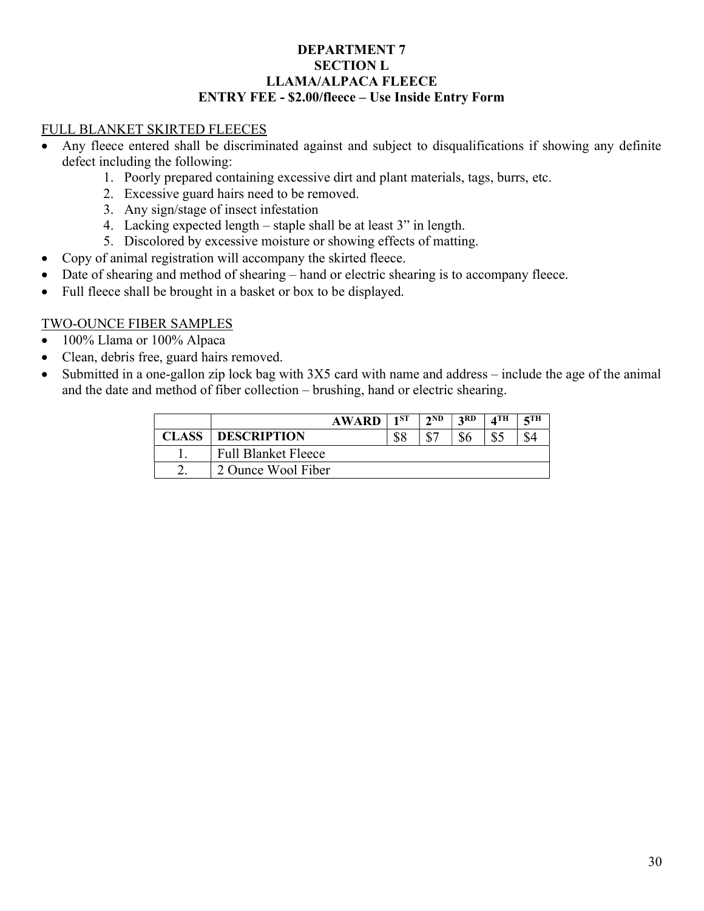**DEPARTMENT 7**
**SECTION L**
**LLAMA/ALPACA FLEECE**
**ENTRY FEE - $2.00/fleece – Use Inside Entry Form**

FULL BLANKET SKIRTED FLEECES

- Any fleece entered shall be discriminated against and subject to disqualifications if showing any definite defect including the following:
  1. Poorly prepared containing excessive dirt and plant materials, tags, burrs, etc.
  2. Excessive guard hairs need to be removed.
  3. Any sign/stage of insect infestation
  4. Lacking expected length – staple shall be at least 3" in length.
  5. Discolored by excessive moisture or showing effects of matting.
- Copy of animal registration will accompany the skirted fleece.
- Date of shearing and method of shearing – hand or electric shearing is to accompany fleece.
- Full fleece shall be brought in a basket or box to be displayed.

TWO-OUNCE FIBER SAMPLES

- 100% Llama or 100% Alpaca
- Clean, debris free, guard hairs removed.
- Submitted in a one-gallon zip lock bag with 3X5 card with name and address – include the age of the animal and the date and method of fiber collection – brushing, hand or electric shearing.

| | AWARD | 1ST | 2ND | 3RD | 4TH | 5TH |
|---|---|---|---|---|---|---|
| CLASS | DESCRIPTION | $8 | $7 | $6 | $5 | $4 |
| 1. | Full Blanket Fleece | | | | | |
| 2. | 2 Ounce Wool Fiber | | | | | |